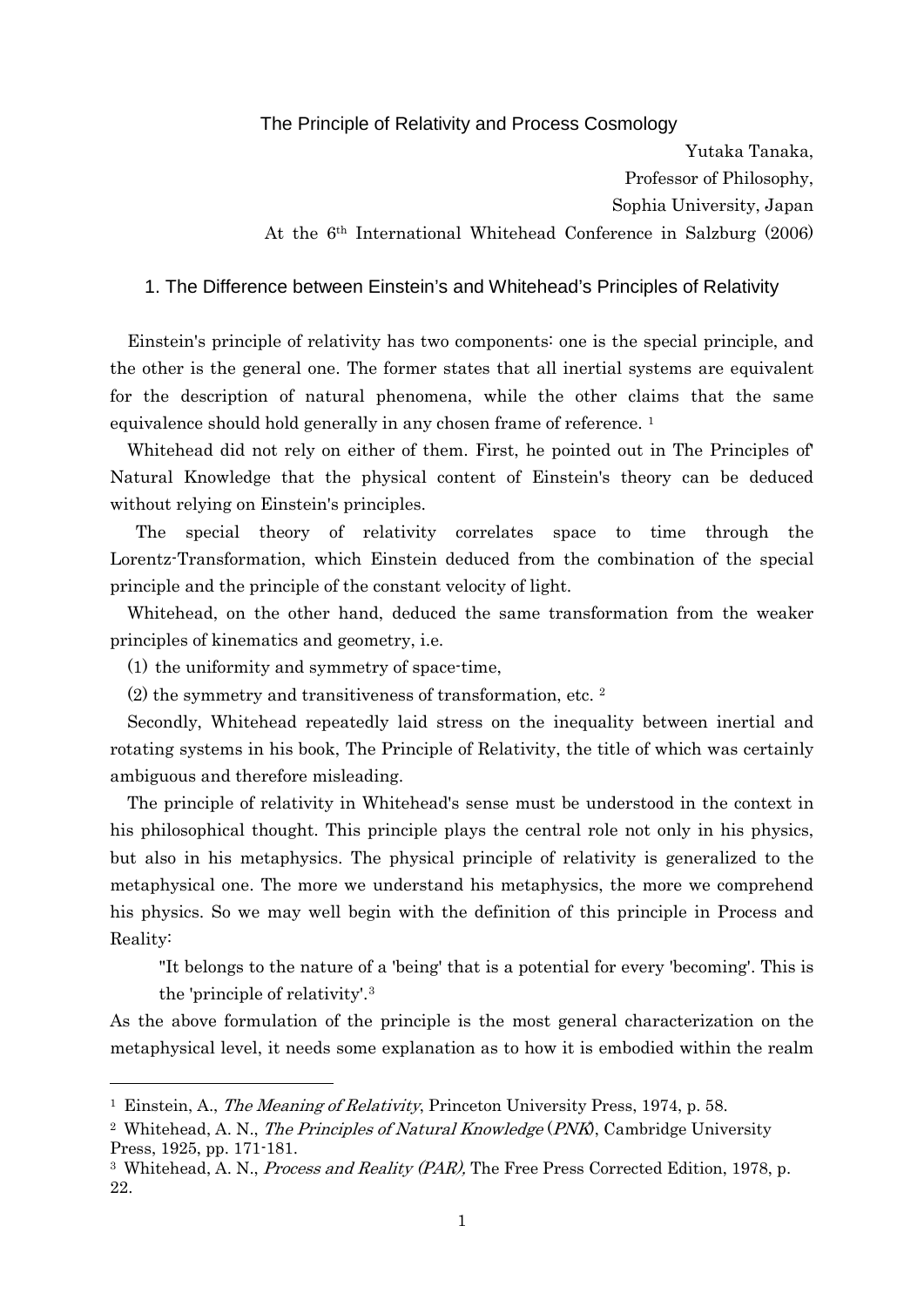# The Principle of Relativity and Process Cosmology

Yutaka Tanaka,
Professor of Philosophy,
Sophia University, Japan
At the 6th International Whitehead Conference in Salzburg (2006)

## 1. The Difference between Einstein's and Whitehead's Principles of Relativity

Einstein's principle of relativity has two components: one is the special principle, and the other is the general one. The former states that all inertial systems are equivalent for the description of natural phenomena, while the other claims that the same equivalence should hold generally in any chosen frame of reference. [1]

Whitehead did not rely on either of them. First, he pointed out in The Principles of' Natural Knowledge that the physical content of Einstein's theory can be deduced without relying on Einstein's principles.

The special theory of relativity correlates space to time through the Lorentz-Transformation, which Einstein deduced from the combination of the special principle and the principle of the constant velocity of light.

Whitehead, on the other hand, deduced the same transformation from the weaker principles of kinematics and geometry, i.e.

(1) the uniformity and symmetry of space-time,

(2) the symmetry and transitiveness of transformation, etc. [2]

Secondly, Whitehead repeatedly laid stress on the inequality between inertial and rotating systems in his book, The Principle of Relativity, the title of which was certainly ambiguous and therefore misleading.

The principle of relativity in Whitehead's sense must be understood in the context in his philosophical thought. This principle plays the central role not only in his physics, but also in his metaphysics. The physical principle of relativity is generalized to the metaphysical one. The more we understand his metaphysics, the more we comprehend his physics. So we may well begin with the definition of this principle in Process and Reality:

> "It belongs to the nature of a 'being' that is a potential for every 'becoming'. This is the 'principle of relativity'.[3]

As the above formulation of the principle is the most general characterization on the metaphysical level, it needs some explanation as to how it is embodied within the realm

---

[1] Einstein, A., *The Meaning of Relativity*, Princeton University Press, 1974, p. 58.

[2] Whitehead, A. N., *The Principles of Natural Knowledge* (*PNK*), Cambridge University Press, 1925, pp. 171-181.

[3] Whitehead, A. N., *Process and Reality (PAR),* The Free Press Corrected Edition, 1978, p. 22.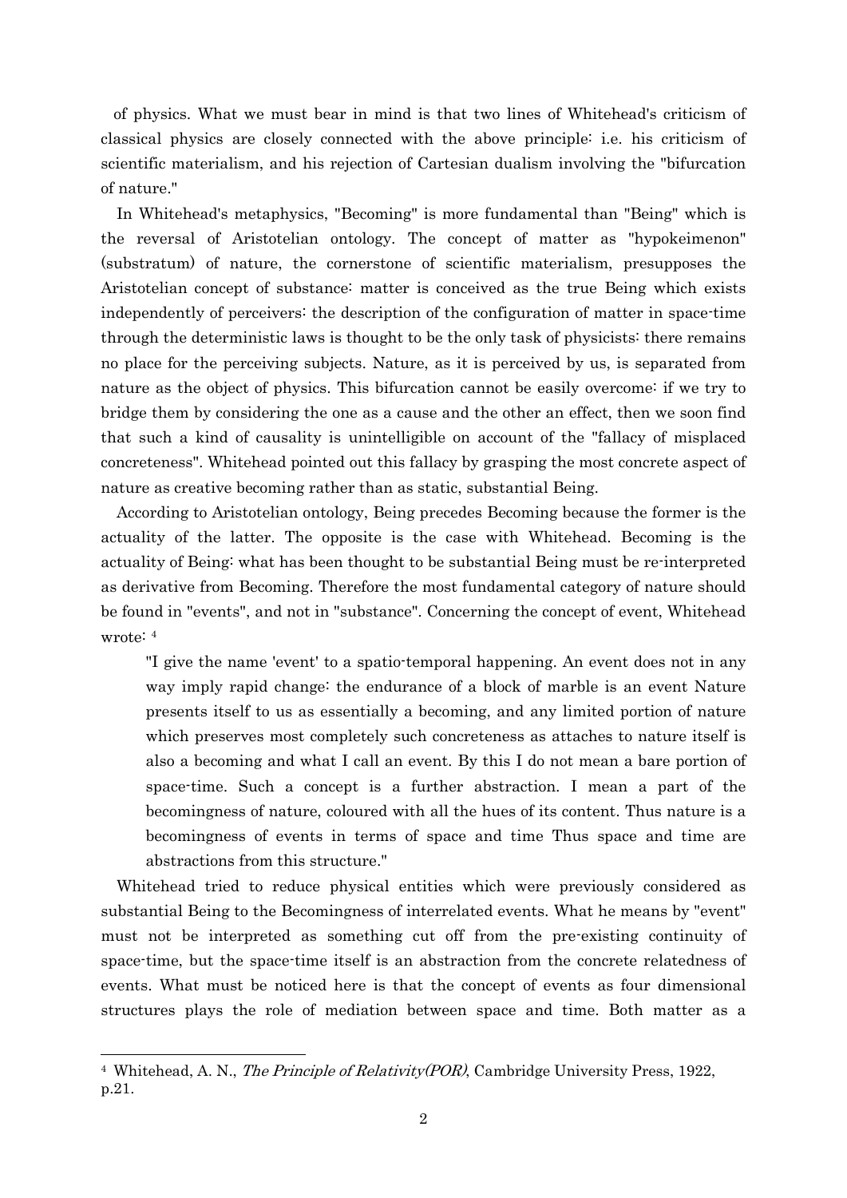of physics. What we must bear in mind is that two lines of Whitehead's criticism of classical physics are closely connected with the above principle: i.e. his criticism of scientific materialism, and his rejection of Cartesian dualism involving the "bifurcation of nature."

In Whitehead's metaphysics, "Becoming" is more fundamental than "Being" which is the reversal of Aristotelian ontology. The concept of matter as "hypokeimenon" (substratum) of nature, the cornerstone of scientific materialism, presupposes the Aristotelian concept of substance: matter is conceived as the true Being which exists independently of perceivers: the description of the configuration of matter in space-time through the deterministic laws is thought to be the only task of physicists: there remains no place for the perceiving subjects. Nature, as it is perceived by us, is separated from nature as the object of physics. This bifurcation cannot be easily overcome: if we try to bridge them by considering the one as a cause and the other an effect, then we soon find that such a kind of causality is unintelligible on account of the "fallacy of misplaced concreteness". Whitehead pointed out this fallacy by grasping the most concrete aspect of nature as creative becoming rather than as static, substantial Being.

According to Aristotelian ontology, Being precedes Becoming because the former is the actuality of the latter. The opposite is the case with Whitehead. Becoming is the actuality of Being: what has been thought to be substantial Being must be re-interpreted as derivative from Becoming. Therefore the most fundamental category of nature should be found in "events", and not in "substance". Concerning the concept of event, Whitehead wrote: [4]

> "I give the name 'event' to a spatio-temporal happening. An event does not in any way imply rapid change: the endurance of a block of marble is an event Nature presents itself to us as essentially a becoming, and any limited portion of nature which preserves most completely such concreteness as attaches to nature itself is also a becoming and what I call an event. By this I do not mean a bare portion of space-time. Such a concept is a further abstraction. I mean a part of the becomingness of nature, coloured with all the hues of its content. Thus nature is a becomingness of events in terms of space and time Thus space and time are abstractions from this structure."

Whitehead tried to reduce physical entities which were previously considered as substantial Being to the Becomingness of interrelated events. What he means by "event" must not be interpreted as something cut off from the pre-existing continuity of space-time, but the space-time itself is an abstraction from the concrete relatedness of events. What must be noticed here is that the concept of events as four dimensional structures plays the role of mediation between space and time. Both matter as a

---

[4] Whitehead, A. N., *The Principle of Relativity(POR)*, Cambridge University Press, 1922, p.21.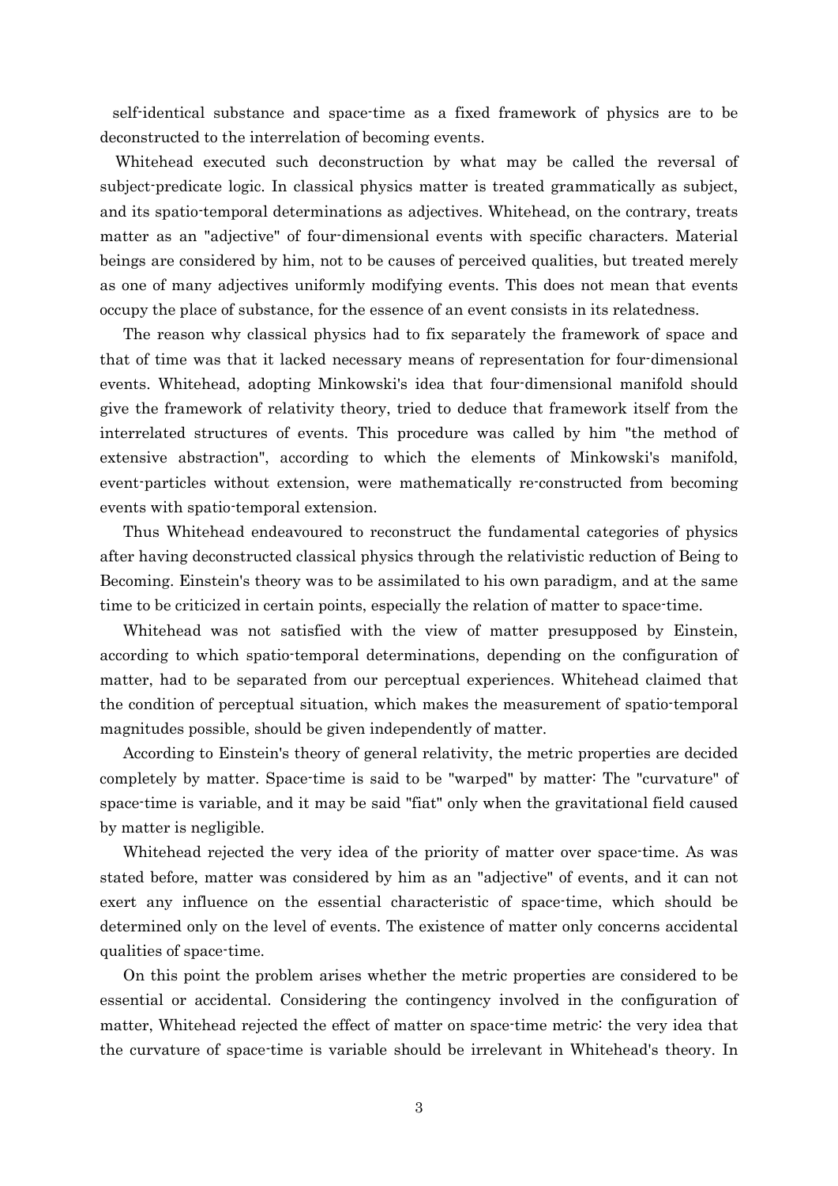self-identical substance and space-time as a fixed framework of physics are to be deconstructed to the interrelation of becoming events.

Whitehead executed such deconstruction by what may be called the reversal of subject-predicate logic. In classical physics matter is treated grammatically as subject, and its spatio-temporal determinations as adjectives. Whitehead, on the contrary, treats matter as an "adjective" of four-dimensional events with specific characters. Material beings are considered by him, not to be causes of perceived qualities, but treated merely as one of many adjectives uniformly modifying events. This does not mean that events occupy the place of substance, for the essence of an event consists in its relatedness.

The reason why classical physics had to fix separately the framework of space and that of time was that it lacked necessary means of representation for four-dimensional events. Whitehead, adopting Minkowski's idea that four-dimensional manifold should give the framework of relativity theory, tried to deduce that framework itself from the interrelated structures of events. This procedure was called by him "the method of extensive abstraction", according to which the elements of Minkowski's manifold, event-particles without extension, were mathematically re-constructed from becoming events with spatio-temporal extension.

Thus Whitehead endeavoured to reconstruct the fundamental categories of physics after having deconstructed classical physics through the relativistic reduction of Being to Becoming. Einstein's theory was to be assimilated to his own paradigm, and at the same time to be criticized in certain points, especially the relation of matter to space-time.

Whitehead was not satisfied with the view of matter presupposed by Einstein, according to which spatio-temporal determinations, depending on the configuration of matter, had to be separated from our perceptual experiences. Whitehead claimed that the condition of perceptual situation, which makes the measurement of spatio-temporal magnitudes possible, should be given independently of matter.

According to Einstein's theory of general relativity, the metric properties are decided completely by matter. Space-time is said to be "warped" by matter: The "curvature" of space-time is variable, and it may be said "fiat" only when the gravitational field caused by matter is negligible.

Whitehead rejected the very idea of the priority of matter over space-time. As was stated before, matter was considered by him as an "adjective" of events, and it can not exert any influence on the essential characteristic of space-time, which should be determined only on the level of events. The existence of matter only concerns accidental qualities of space-time.

On this point the problem arises whether the metric properties are considered to be essential or accidental. Considering the contingency involved in the configuration of matter, Whitehead rejected the effect of matter on space-time metric: the very idea that the curvature of space-time is variable should be irrelevant in Whitehead's theory. In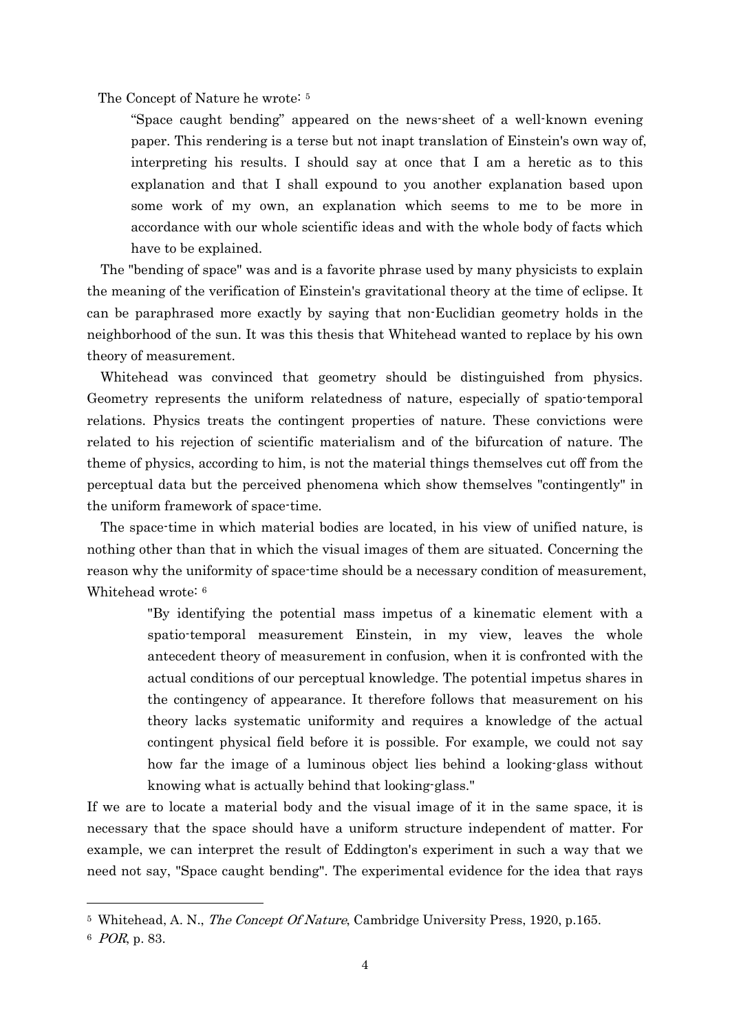The Concept of Nature he wrote: [5]

> “Space caught bending” appeared on the news-sheet of a well-known evening paper. This rendering is a terse but not inapt translation of Einstein's own way of, interpreting his results. I should say at once that I am a heretic as to this explanation and that I shall expound to you another explanation based upon some work of my own, an explanation which seems to me to be more in accordance with our whole scientific ideas and with the whole body of facts which have to be explained.

The "bending of space" was and is a favorite phrase used by many physicists to explain the meaning of the verification of Einstein's gravitational theory at the time of eclipse. It can be paraphrased more exactly by saying that non-Euclidian geometry holds in the neighborhood of the sun. It was this thesis that Whitehead wanted to replace by his own theory of measurement.

Whitehead was convinced that geometry should be distinguished from physics. Geometry represents the uniform relatedness of nature, especially of spatio-temporal relations. Physics treats the contingent properties of nature. These convictions were related to his rejection of scientific materialism and of the bifurcation of nature. The theme of physics, according to him, is not the material things themselves cut off from the perceptual data but the perceived phenomena which show themselves "contingently" in the uniform framework of space-time.

The space-time in which material bodies are located, in his view of unified nature, is nothing other than that in which the visual images of them are situated. Concerning the reason why the uniformity of space-time should be a necessary condition of measurement, Whitehead wrote: [6]

> "By identifying the potential mass impetus of a kinematic element with a spatio-temporal measurement Einstein, in my view, leaves the whole antecedent theory of measurement in confusion, when it is confronted with the actual conditions of our perceptual knowledge. The potential impetus shares in the contingency of appearance. It therefore follows that measurement on his theory lacks systematic uniformity and requires a knowledge of the actual contingent physical field before it is possible. For example, we could not say how far the image of a luminous object lies behind a looking-glass without knowing what is actually behind that looking-glass."

If we are to locate a material body and the visual image of it in the same space, it is necessary that the space should have a uniform structure independent of matter. For example, we can interpret the result of Eddington's experiment in such a way that we need not say, "Space caught bending". The experimental evidence for the idea that rays

---

[5] Whitehead, A. N., *The Concept Of Nature*, Cambridge University Press, 1920, p.165.

[6] *POR*, p. 83.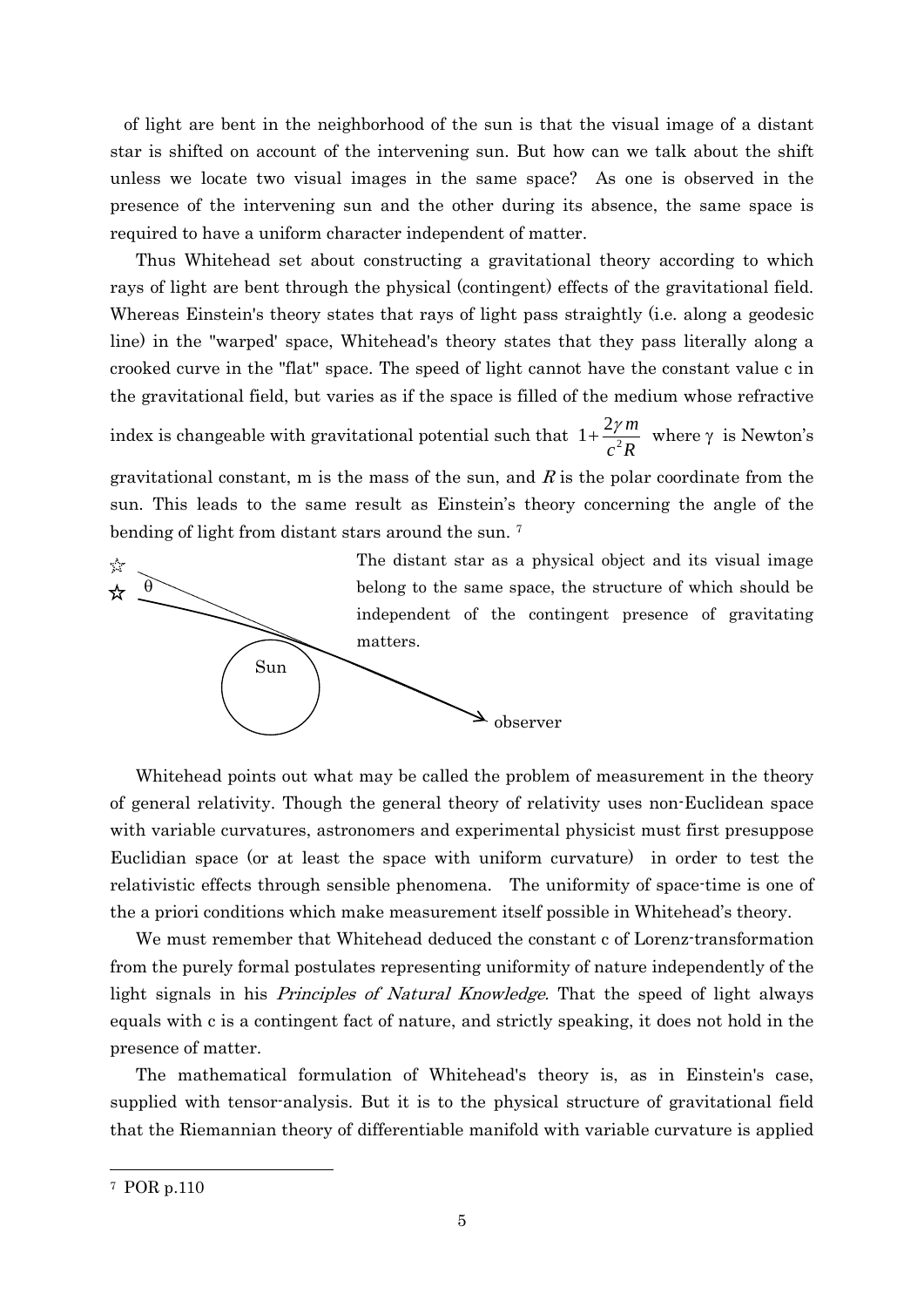of light are bent in the neighborhood of the sun is that the visual image of a distant star is shifted on account of the intervening sun. But how can we talk about the shift unless we locate two visual images in the same space? As one is observed in the presence of the intervening sun and the other during its absence, the same space is required to have a uniform character independent of matter.

Thus Whitehead set about constructing a gravitational theory according to which rays of light are bent through the physical (contingent) effects of the gravitational field. Whereas Einstein's theory states that rays of light pass straightly (i.e. along a geodesic line) in the "warped' space, Whitehead's theory states that they pass literally along a crooked curve in the "flat" space. The speed of light cannot have the constant value c in the gravitational field, but varies as if the space is filled of the medium whose refractive index is changeable with gravitational potential such that $1+\frac{2\gamma m}{c^2 R}$ where $\gamma$ is Newton's gravitational constant, m is the mass of the sun, and $R$ is the polar coordinate from the sun. This leads to the same result as Einstein's theory concerning the angle of the bending of light from distant stars around the sun. [7]

The distant star as a physical object and its visual image belong to the same space, the structure of which should be independent of the contingent presence of gravitating matters.

Whitehead points out what may be called the problem of measurement in the theory of general relativity. Though the general theory of relativity uses non-Euclidean space with variable curvatures, astronomers and experimental physicist must first presuppose Euclidian space (or at least the space with uniform curvature) in order to test the relativistic effects through sensible phenomena. The uniformity of space-time is one of the a priori conditions which make measurement itself possible in Whitehead's theory.

We must remember that Whitehead deduced the constant c of Lorenz-transformation from the purely formal postulates representing uniformity of nature independently of the light signals in his *Principles of Natural Knowledge*. That the speed of light always equals with c is a contingent fact of nature, and strictly speaking, it does not hold in the presence of matter.

The mathematical formulation of Whitehead's theory is, as in Einstein's case, supplied with tensor-analysis. But it is to the physical structure of gravitational field that the Riemannian theory of differentiable manifold with variable curvature is applied

---

[7] POR p.110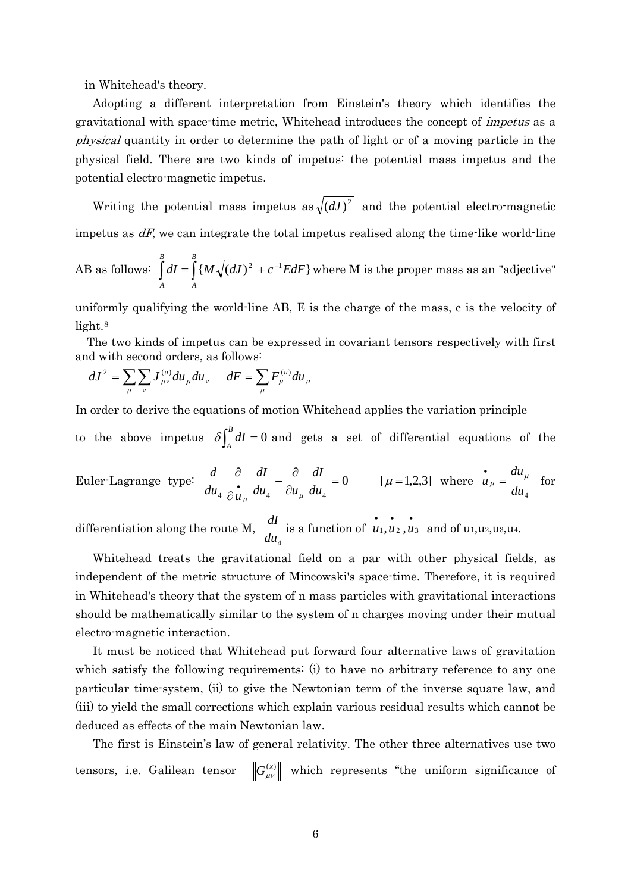in Whitehead's theory.

Adopting a different interpretation from Einstein's theory which identifies the gravitational with space-time metric, Whitehead introduces the concept of *impetus* as a *physical* quantity in order to determine the path of light or of a moving particle in the physical field. There are two kinds of impetus: the potential mass impetus and the potential electro-magnetic impetus.

Writing the potential mass impetus as $\sqrt{(dJ)^2}$ and the potential electro-magnetic impetus as *dF*, we can integrate the total impetus realised along the time-like world-line AB as follows: $\int_A^B dI = \int_A^B \{M\sqrt{(dJ)^2} + c^{-1}EdF\}$ where M is the proper mass as an "adjective" uniformly qualifying the world-line AB, E is the charge of the mass, c is the velocity of light.[8]

The two kinds of impetus can be expressed in covariant tensors respectively with first and with second orders, as follows:

$$dJ^2 = \sum_\mu \sum_\nu J_{\mu\nu}^{(u)} du_\mu du_\nu \qquad dF = \sum_\mu F_\mu^{(u)} du_\mu$$

In order to derive the equations of motion Whitehead applies the variation principle to the above impetus $\delta\int_A^B dI = 0$ and gets a set of differential equations of the Euler-Lagrange type: $\dfrac{d}{du_4}\dfrac{\partial}{\partial \dot{u}_\mu}\dfrac{dI}{du_4} - \dfrac{\partial}{\partial u_\mu}\dfrac{dI}{du_4} = 0 \qquad [\mu = 1,2,3]$ where $\dot{u}_\mu = \dfrac{du_\mu}{du_4}$ for differentiation along the route M, $\dfrac{dI}{du_4}$ is a function of $\dot{u}_1, \dot{u}_2, \dot{u}_3$ and of $u_1, u_2, u_3, u_4$.

Whitehead treats the gravitational field on a par with other physical fields, as independent of the metric structure of Mincowski's space-time. Therefore, it is required in Whitehead's theory that the system of n mass particles with gravitational interactions should be mathematically similar to the system of n charges moving under their mutual electro-magnetic interaction.

It must be noticed that Whitehead put forward four alternative laws of gravitation which satisfy the following requirements: (i) to have no arbitrary reference to any one particular time-system, (ii) to give the Newtonian term of the inverse square law, and (iii) to yield the small corrections which explain various residual results which cannot be deduced as effects of the main Newtonian law.

The first is Einstein's law of general relativity. The other three alternatives use two tensors, i.e. Galilean tensor $\left\| G_{\mu\nu}^{(x)} \right\|$ which represents "the uniform significance of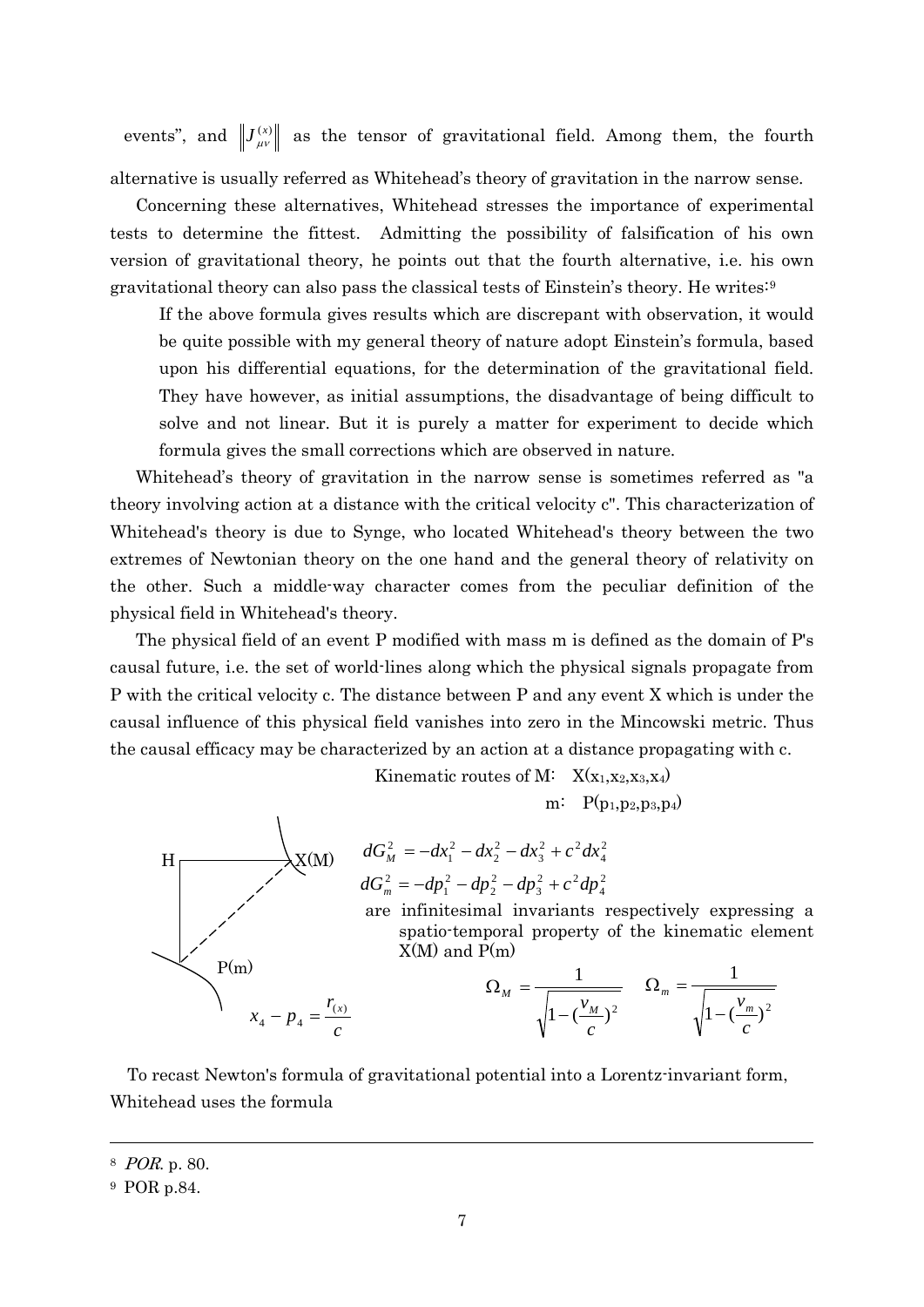events", and $\left\| J^{(x)}_{\mu\nu} \right\|$ as the tensor of gravitational field. Among them, the fourth alternative is usually referred as Whitehead's theory of gravitation in the narrow sense.

Concerning these alternatives, Whitehead stresses the importance of experimental tests to determine the fittest. Admitting the possibility of falsification of his own version of gravitational theory, he points out that the fourth alternative, i.e. his own gravitational theory can also pass the classical tests of Einstein's theory. He writes:[9]

> If the above formula gives results which are discrepant with observation, it would be quite possible with my general theory of nature adopt Einstein's formula, based upon his differential equations, for the determination of the gravitational field. They have however, as initial assumptions, the disadvantage of being difficult to solve and not linear. But it is purely a matter for experiment to decide which formula gives the small corrections which are observed in nature.

Whitehead's theory of gravitation in the narrow sense is sometimes referred as "a theory involving action at a distance with the critical velocity c". This characterization of Whitehead's theory is due to Synge, who located Whitehead's theory between the two extremes of Newtonian theory on the one hand and the general theory of relativity on the other. Such a middle-way character comes from the peculiar definition of the physical field in Whitehead's theory.

The physical field of an event P modified with mass m is defined as the domain of P's causal future, i.e. the set of world-lines along which the physical signals propagate from P with the critical velocity c. The distance between P and any event X which is under the causal influence of this physical field vanishes into zero in the Mincowski metric. Thus the causal efficacy may be characterized by an action at a distance propagating with c.

Kinematic routes of M: $X(x_1,x_2,x_3,x_4)$

m: $P(p_1,p_2,p_3,p_4)$

H, X(M), P(m)

$$x_4 - p_4 = \frac{r_{(x)}}{c}$$

$$dG_M^2 = -dx_1^2 - dx_2^2 - dx_3^2 + c^2 dx_4^2$$

$$dG_m^2 = -dp_1^2 - dp_2^2 - dp_3^2 + c^2 dp_4^2$$

are infinitesimal invariants respectively expressing a spatio-temporal property of the kinematic element X(M) and P(m)

$$\Omega_M = \frac{1}{\sqrt{1-(\frac{v_M}{c})^2}} \qquad \Omega_m = \frac{1}{\sqrt{1-(\frac{v_m}{c})^2}}$$

To recast Newton's formula of gravitational potential into a Lorentz-invariant form, Whitehead uses the formula

---

[8] *POR*. p. 80.

[9] POR p.84.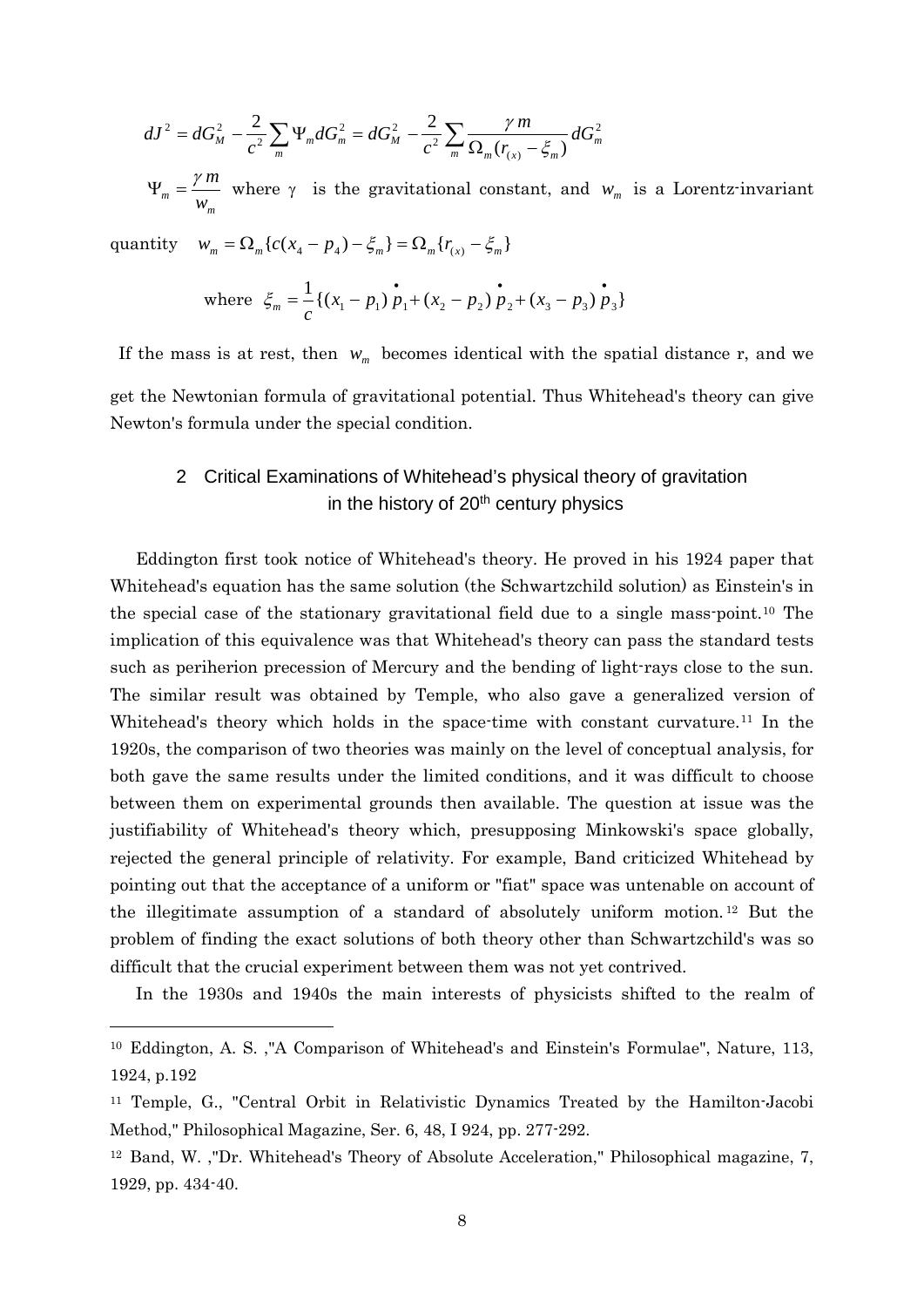$$dJ^2 = dG_M^2 - \frac{2}{c^2}\sum_m \Psi_m dG_m^2 = dG_M^2 - \frac{2}{c^2}\sum_m \frac{\gamma m}{\Omega_m (r_{(x)} - \xi_m)} dG_m^2$$

$\Psi_m = \dfrac{\gamma m}{w_m}$ where γ is the gravitational constant, and $w_m$ is a Lorentz-invariant quantity $w_m = \Omega_m \{c(x_4 - p_4) - \xi_m\} = \Omega_m \{r_{(x)} - \xi_m\}$

$$\text{where } \xi_m = \frac{1}{c}\{(x_1 - p_1)\dot{p}_1 + (x_2 - p_2)\dot{p}_2 + (x_3 - p_3)\dot{p}_3\}$$

If the mass is at rest, then $w_m$ becomes identical with the spatial distance r, and we get the Newtonian formula of gravitational potential. Thus Whitehead's theory can give Newton's formula under the special condition.

## 2 Critical Examinations of Whitehead's physical theory of gravitation in the history of 20th century physics

Eddington first took notice of Whitehead's theory. He proved in his 1924 paper that Whitehead's equation has the same solution (the Schwartzchild solution) as Einstein's in the special case of the stationary gravitational field due to a single mass-point.[10] The implication of this equivalence was that Whitehead's theory can pass the standard tests such as periherion precession of Mercury and the bending of light-rays close to the sun. The similar result was obtained by Temple, who also gave a generalized version of Whitehead's theory which holds in the space-time with constant curvature.[11] In the 1920s, the comparison of two theories was mainly on the level of conceptual analysis, for both gave the same results under the limited conditions, and it was difficult to choose between them on experimental grounds then available. The question at issue was the justifiability of Whitehead's theory which, presupposing Minkowski's space globally, rejected the general principle of relativity. For example, Band criticized Whitehead by pointing out that the acceptance of a uniform or "fiat" space was untenable on account of the illegitimate assumption of a standard of absolutely uniform motion.[12] But the problem of finding the exact solutions of both theory other than Schwartzchild's was so difficult that the crucial experiment between them was not yet contrived.

In the 1930s and 1940s the main interests of physicists shifted to the realm of

---

[10] Eddington, A. S. ,"A Comparison of Whitehead's and Einstein's Formulae", Nature, 113, 1924, p.192

[11] Temple, G., "Central Orbit in Relativistic Dynamics Treated by the Hamilton-Jacobi Method," Philosophical Magazine, Ser. 6, 48, I 924, pp. 277-292.

[12] Band, W. ,"Dr. Whitehead's Theory of Absolute Acceleration," Philosophical magazine, 7, 1929, pp. 434-40.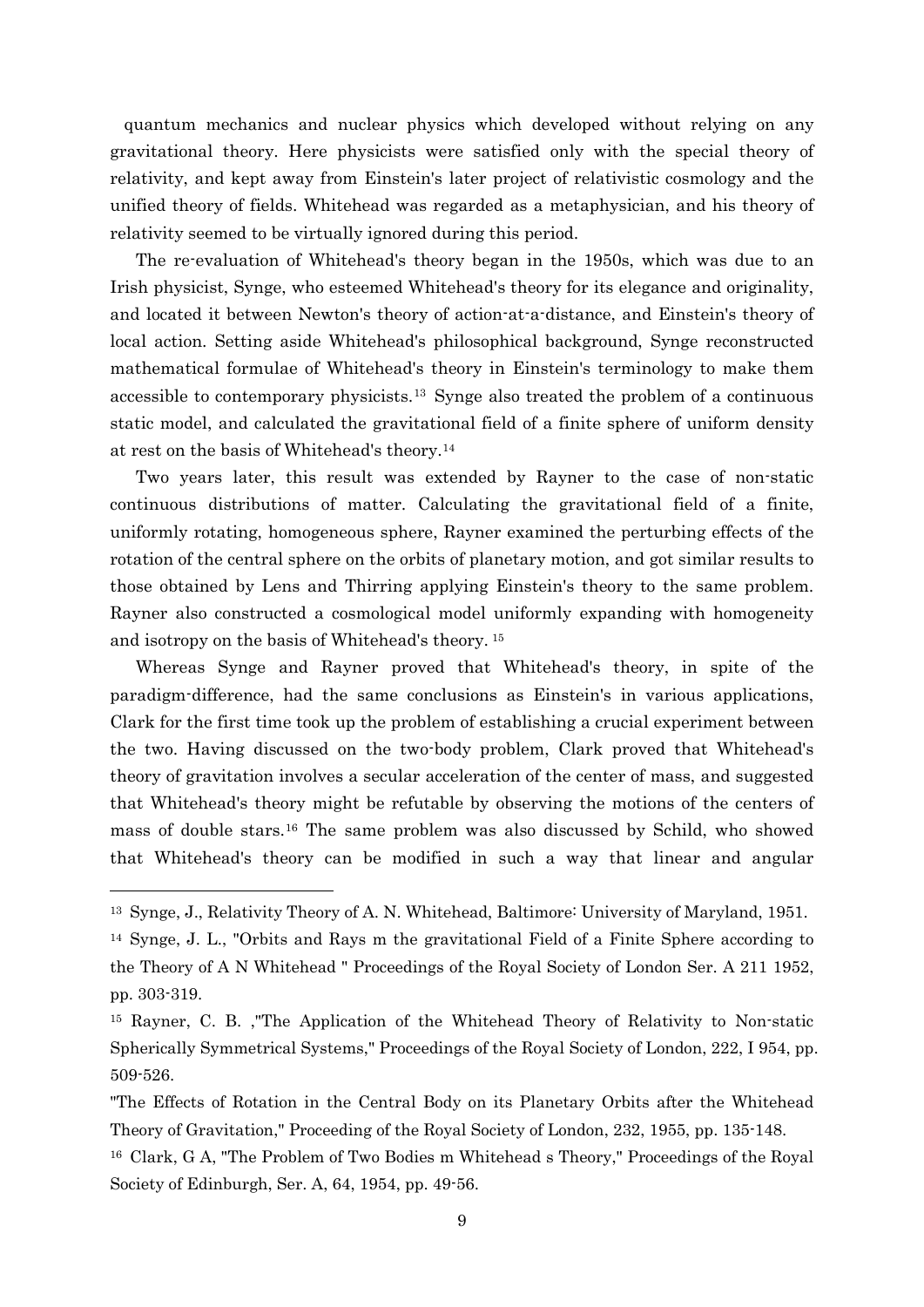quantum mechanics and nuclear physics which developed without relying on any gravitational theory. Here physicists were satisfied only with the special theory of relativity, and kept away from Einstein's later project of relativistic cosmology and the unified theory of fields. Whitehead was regarded as a metaphysician, and his theory of relativity seemed to be virtually ignored during this period.

The re-evaluation of Whitehead's theory began in the 1950s, which was due to an Irish physicist, Synge, who esteemed Whitehead's theory for its elegance and originality, and located it between Newton's theory of action-at-a-distance, and Einstein's theory of local action. Setting aside Whitehead's philosophical background, Synge reconstructed mathematical formulae of Whitehead's theory in Einstein's terminology to make them accessible to contemporary physicists.[13] Synge also treated the problem of a continuous static model, and calculated the gravitational field of a finite sphere of uniform density at rest on the basis of Whitehead's theory.[14]

Two years later, this result was extended by Rayner to the case of non-static continuous distributions of matter. Calculating the gravitational field of a finite, uniformly rotating, homogeneous sphere, Rayner examined the perturbing effects of the rotation of the central sphere on the orbits of planetary motion, and got similar results to those obtained by Lens and Thirring applying Einstein's theory to the same problem. Rayner also constructed a cosmological model uniformly expanding with homogeneity and isotropy on the basis of Whitehead's theory.[15]

Whereas Synge and Rayner proved that Whitehead's theory, in spite of the paradigm-difference, had the same conclusions as Einstein's in various applications, Clark for the first time took up the problem of establishing a crucial experiment between the two. Having discussed on the two-body problem, Clark proved that Whitehead's theory of gravitation involves a secular acceleration of the center of mass, and suggested that Whitehead's theory might be refutable by observing the motions of the centers of mass of double stars.[16] The same problem was also discussed by Schild, who showed that Whitehead's theory can be modified in such a way that linear and angular

---

[13] Synge, J., Relativity Theory of A. N. Whitehead, Baltimore: University of Maryland, 1951.

[14] Synge, J. L., "Orbits and Rays m the gravitational Field of a Finite Sphere according to the Theory of A N Whitehead " Proceedings of the Royal Society of London Ser. A 211 1952, pp. 303-319.

[15] Rayner, C. B. ,"The Application of the Whitehead Theory of Relativity to Non-static Spherically Symmetrical Systems," Proceedings of the Royal Society of London, 222, I 954, pp. 509-526.

"The Effects of Rotation in the Central Body on its Planetary Orbits after the Whitehead Theory of Gravitation," Proceeding of the Royal Society of London, 232, 1955, pp. 135-148.

[16] Clark, G A, "The Problem of Two Bodies m Whitehead s Theory," Proceedings of the Royal Society of Edinburgh, Ser. A, 64, 1954, pp. 49-56.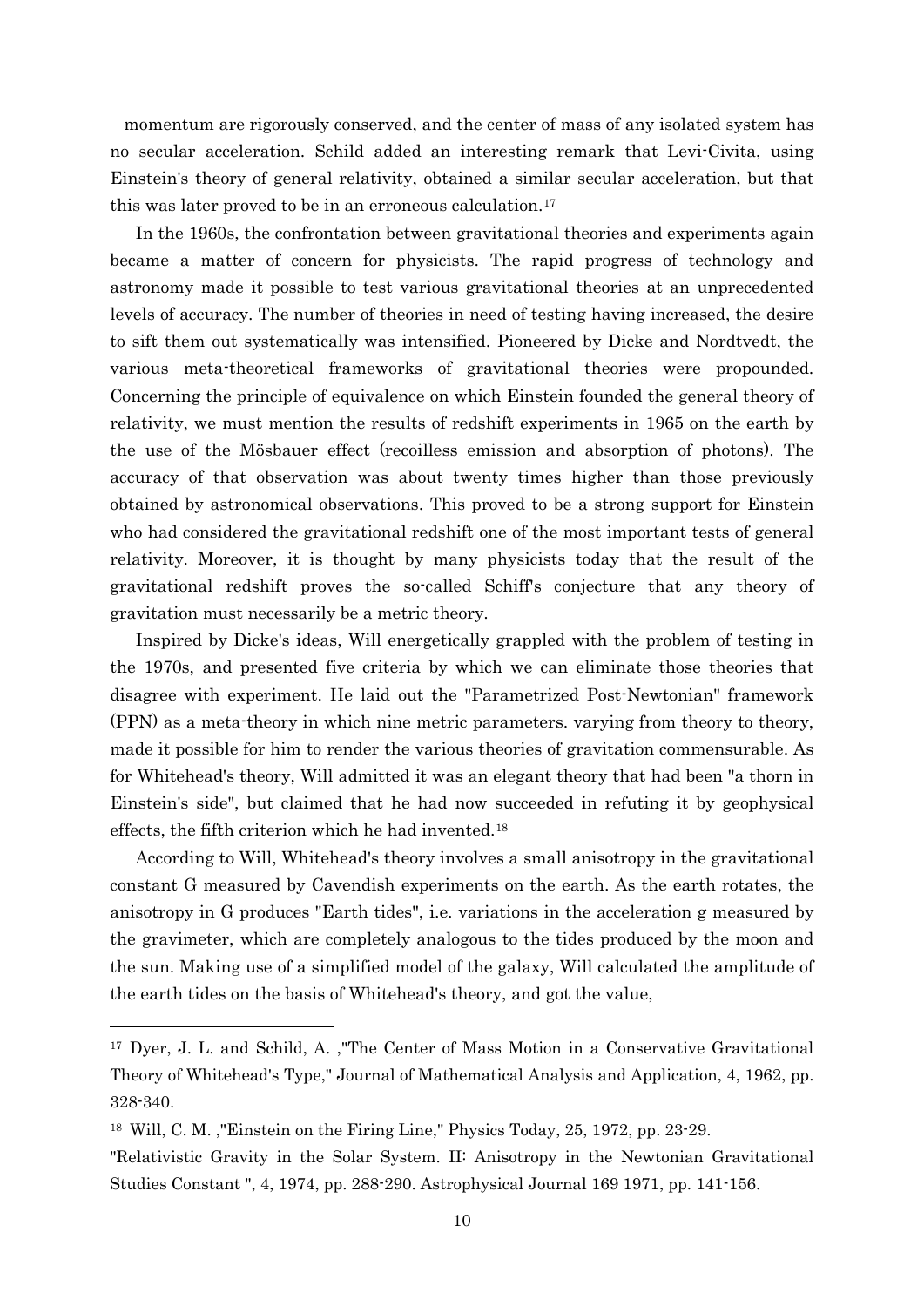momentum are rigorously conserved, and the center of mass of any isolated system has no secular acceleration. Schild added an interesting remark that Levi-Civita, using Einstein's theory of general relativity, obtained a similar secular acceleration, but that this was later proved to be in an erroneous calculation.[17]

In the 1960s, the confrontation between gravitational theories and experiments again became a matter of concern for physicists. The rapid progress of technology and astronomy made it possible to test various gravitational theories at an unprecedented levels of accuracy. The number of theories in need of testing having increased, the desire to sift them out systematically was intensified. Pioneered by Dicke and Nordtvedt, the various meta-theoretical frameworks of gravitational theories were propounded. Concerning the principle of equivalence on which Einstein founded the general theory of relativity, we must mention the results of redshift experiments in 1965 on the earth by the use of the Mösbauer effect (recoilless emission and absorption of photons). The accuracy of that observation was about twenty times higher than those previously obtained by astronomical observations. This proved to be a strong support for Einstein who had considered the gravitational redshift one of the most important tests of general relativity. Moreover, it is thought by many physicists today that the result of the gravitational redshift proves the so-called Schiff's conjecture that any theory of gravitation must necessarily be a metric theory.

Inspired by Dicke's ideas, Will energetically grappled with the problem of testing in the 1970s, and presented five criteria by which we can eliminate those theories that disagree with experiment. He laid out the "Parametrized Post-Newtonian" framework (PPN) as a meta-theory in which nine metric parameters. varying from theory to theory, made it possible for him to render the various theories of gravitation commensurable. As for Whitehead's theory, Will admitted it was an elegant theory that had been "a thorn in Einstein's side", but claimed that he had now succeeded in refuting it by geophysical effects, the fifth criterion which he had invented.[18]

According to Will, Whitehead's theory involves a small anisotropy in the gravitational constant G measured by Cavendish experiments on the earth. As the earth rotates, the anisotropy in G produces "Earth tides", i.e. variations in the acceleration g measured by the gravimeter, which are completely analogous to the tides produced by the moon and the sun. Making use of a simplified model of the galaxy, Will calculated the amplitude of the earth tides on the basis of Whitehead's theory, and got the value,

---

[17] Dyer, J. L. and Schild, A. ,"The Center of Mass Motion in a Conservative Gravitational Theory of Whitehead's Type," Journal of Mathematical Analysis and Application, 4, 1962, pp. 328-340.

[18] Will, C. M. ,"Einstein on the Firing Line," Physics Today, 25, 1972, pp. 23-29.
"Relativistic Gravity in the Solar System. II: Anisotropy in the Newtonian Gravitational Studies Constant ", 4, 1974, pp. 288-290. Astrophysical Journal 169 1971, pp. 141-156.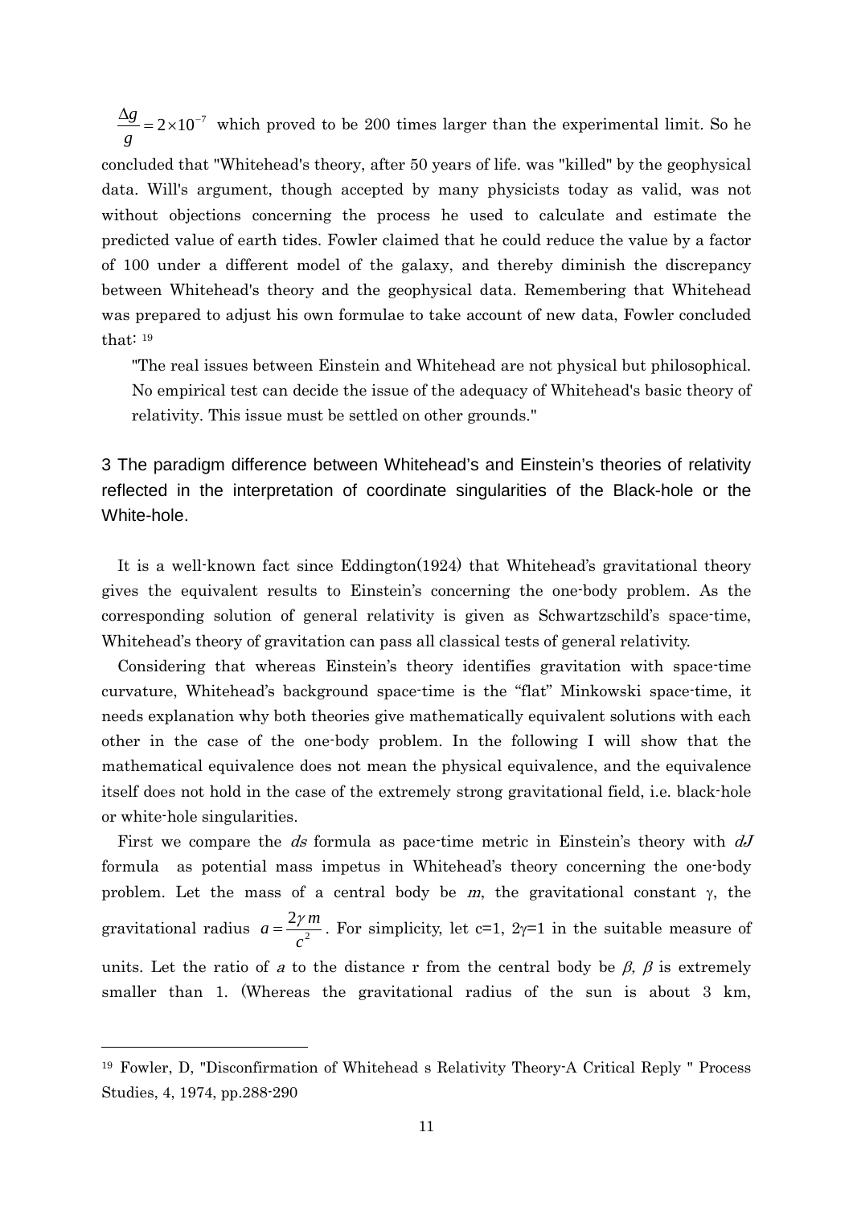$\frac{\Delta g}{g} = 2\times10^{-7}$ which proved to be 200 times larger than the experimental limit. So he concluded that "Whitehead's theory, after 50 years of life. was "killed" by the geophysical data. Will's argument, though accepted by many physicists today as valid, was not without objections concerning the process he used to calculate and estimate the predicted value of earth tides. Fowler claimed that he could reduce the value by a factor of 100 under a different model of the galaxy, and thereby diminish the discrepancy between Whitehead's theory and the geophysical data. Remembering that Whitehead was prepared to adjust his own formulae to take account of new data, Fowler concluded that: [19]

> "The real issues between Einstein and Whitehead are not physical but philosophical. No empirical test can decide the issue of the adequacy of Whitehead's basic theory of relativity. This issue must be settled on other grounds."

## 3 The paradigm difference between Whitehead's and Einstein's theories of relativity reflected in the interpretation of coordinate singularities of the Black-hole or the White-hole.

It is a well-known fact since Eddington(1924) that Whitehead's gravitational theory gives the equivalent results to Einstein's concerning the one-body problem. As the corresponding solution of general relativity is given as Schwartzschild's space-time, Whitehead's theory of gravitation can pass all classical tests of general relativity.

Considering that whereas Einstein's theory identifies gravitation with space-time curvature, Whitehead's background space-time is the "flat" Minkowski space-time, it needs explanation why both theories give mathematically equivalent solutions with each other in the case of the one-body problem. In the following I will show that the mathematical equivalence does not mean the physical equivalence, and the equivalence itself does not hold in the case of the extremely strong gravitational field, i.e. black-hole or white-hole singularities.

First we compare the *ds* formula as pace-time metric in Einstein's theory with *dJ* formula as potential mass impetus in Whitehead's theory concerning the one-body problem. Let the mass of a central body be *m*, the gravitational constant $\gamma$, the gravitational radius $a = \frac{2\gamma m}{c^2}$. For simplicity, let c=1, $2\gamma$=1 in the suitable measure of units. Let the ratio of *a* to the distance r from the central body be $\beta$, $\beta$ is extremely smaller than 1. (Whereas the gravitational radius of the sun is about 3 km,

---

[19] Fowler, D, "Disconfirmation of Whitehead s Relativity Theory-A Critical Reply " Process Studies, 4, 1974, pp.288-290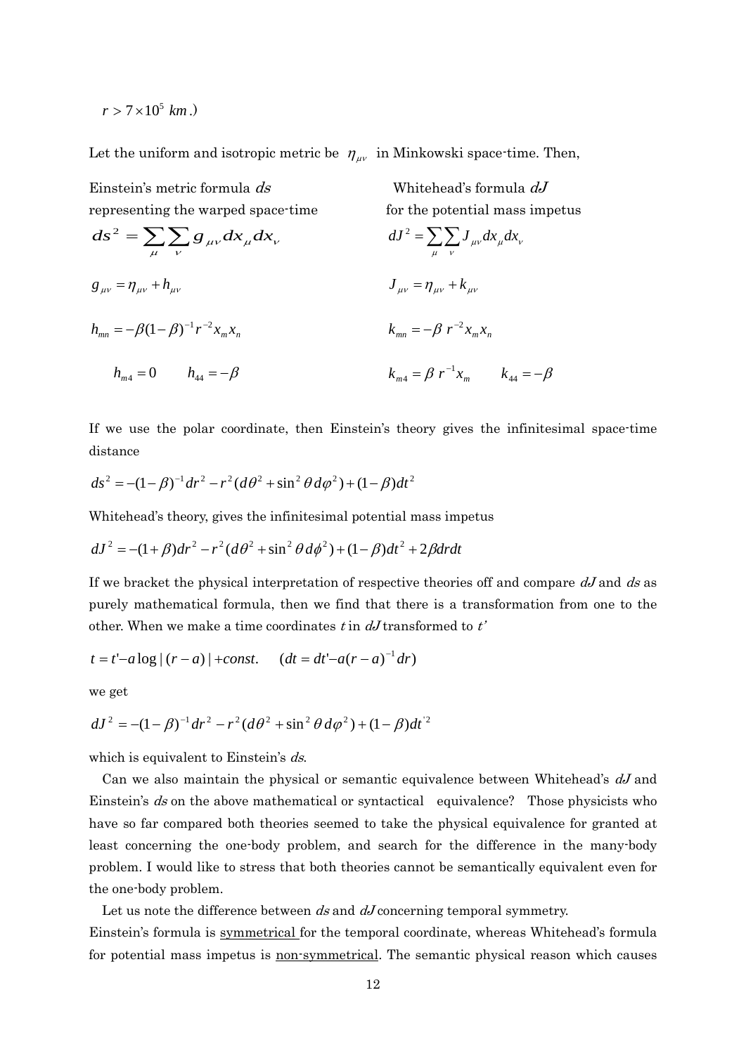$r > 7 \times 10^5\ km$.)

Let the uniform and isotropic metric be $\eta_{\mu\nu}$ in Minkowski space-time. Then,

| Einstein's metric formula $ds$ representing the warped space-time | Whitehead's formula $dJ$ for the potential mass impetus |
|---|---|
| $ds^2 = \sum_{\mu}\sum_{\nu} g_{\mu\nu} dx_{\mu} dx_{\nu}$ | $dJ^2 = \sum_{\mu}\sum_{\nu} J_{\mu\nu} dx_{\mu} dx_{\nu}$ |
| $g_{\mu\nu} = \eta_{\mu\nu} + h_{\mu\nu}$ | $J_{\mu\nu} = \eta_{\mu\nu} + k_{\mu\nu}$ |
| $h_{mn} = -\beta(1-\beta)^{-1} r^{-2} x_m x_n$ | $k_{mn} = -\beta\, r^{-2} x_m x_n$ |
| $h_{m4} = 0 \qquad h_{44} = -\beta$ | $k_{m4} = \beta\, r^{-1} x_m \qquad k_{44} = -\beta$ |

If we use the polar coordinate, then Einstein's theory gives the infinitesimal space-time distance

$$ds^2 = -(1-\beta)^{-1} dr^2 - r^2(d\theta^2 + \sin^2\theta\, d\varphi^2) + (1-\beta)dt^2$$

Whitehead's theory, gives the infinitesimal potential mass impetus

$$dJ^2 = -(1+\beta)dr^2 - r^2(d\theta^2 + \sin^2\theta\, d\phi^2) + (1-\beta)dt^2 + 2\beta dr dt$$

If we bracket the physical interpretation of respective theories off and compare *dJ* and *ds* as purely mathematical formula, then we find that there is a transformation from one to the other. When we make a time coordinates *t* in *dJ* transformed to *t'*

$$t = t' - a\log|(r-a)| + const. \qquad (dt = dt' - a(r-a)^{-1}dr)$$

we get

$$dJ^2 = -(1-\beta)^{-1} dr^2 - r^2(d\theta^2 + \sin^2\theta\, d\varphi^2) + (1-\beta)dt'^2$$

which is equivalent to Einstein's *ds*.

Can we also maintain the physical or semantic equivalence between Whitehead's *dJ* and Einstein's *ds* on the above mathematical or syntactical equivalence? Those physicists who have so far compared both theories seemed to take the physical equivalence for granted at least concerning the one-body problem, and search for the difference in the many-body problem. I would like to stress that both theories cannot be semantically equivalent even for the one-body problem.

Let us note the difference between *ds* and *dJ* concerning temporal symmetry. Einstein's formula is symmetrical for the temporal coordinate, whereas Whitehead's formula for potential mass impetus is non-symmetrical. The semantic physical reason which causes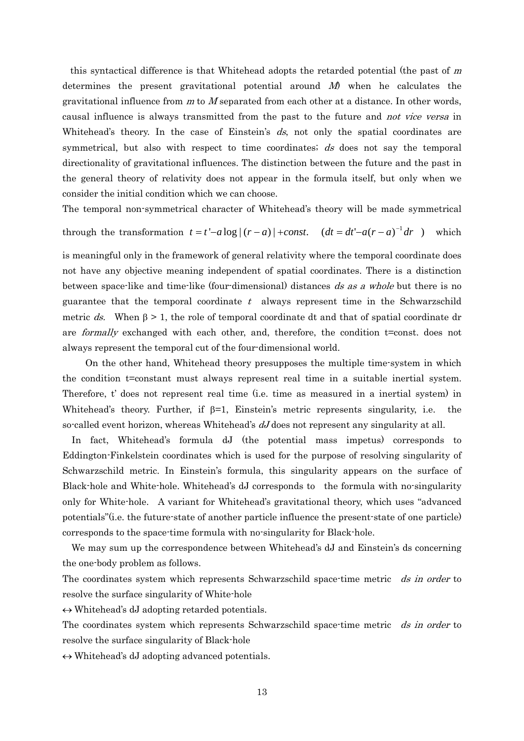this syntactical difference is that Whitehead adopts the retarded potential (the past of *m* determines the present gravitational potential around *M*) when he calculates the gravitational influence from *m* to *M* separated from each other at a distance. In other words, causal influence is always transmitted from the past to the future and *not vice versa* in Whitehead's theory. In the case of Einstein's *ds*, not only the spatial coordinates are symmetrical, but also with respect to time coordinates; *ds* does not say the temporal directionality of gravitational influences. The distinction between the future and the past in the general theory of relativity does not appear in the formula itself, but only when we consider the initial condition which we can choose.

The temporal non-symmetrical character of Whitehead's theory will be made symmetrical through the transformation $t = t' - a\log|(r-a)| + const.$ $\quad (dt = dt' - a(r-a)^{-1}dr \;)$ which is meaningful only in the framework of general relativity where the temporal coordinate does not have any objective meaning independent of spatial coordinates. There is a distinction between space-like and time-like (four-dimensional) distances *ds as a whole* but there is no guarantee that the temporal coordinate $t$ always represent time in the Schwarzschild metric *ds*. When $\beta > 1$, the role of temporal coordinate dt and that of spatial coordinate dr are *formally* exchanged with each other, and, therefore, the condition t=const. does not always represent the temporal cut of the four-dimensional world.

On the other hand, Whitehead theory presupposes the multiple time-system in which the condition t=constant must always represent real time in a suitable inertial system. Therefore, t' does not represent real time (i.e. time as measured in a inertial system) in Whitehead's theory. Further, if $\beta$=1, Einstein's metric represents singularity, i.e. the so-called event horizon, whereas Whitehead's *dJ* does not represent any singularity at all.

In fact, Whitehead's formula dJ (the potential mass impetus) corresponds to Eddington-Finkelstein coordinates which is used for the purpose of resolving singularity of Schwarzschild metric. In Einstein's formula, this singularity appears on the surface of Black-hole and White-hole. Whitehead's dJ corresponds to the formula with no-singularity only for White-hole. A variant for Whitehead's gravitational theory, which uses "advanced potentials"(i.e. the future-state of another particle influence the present-state of one particle) corresponds to the space-time formula with no-singularity for Black-hole.

We may sum up the correspondence between Whitehead's dJ and Einstein's ds concerning the one-body problem as follows.

The coordinates system which represents Schwarzschild space-time metric *ds in order* to resolve the surface singularity of White-hole

↔ Whitehead's dJ adopting retarded potentials.

The coordinates system which represents Schwarzschild space-time metric *ds in order* to resolve the surface singularity of Black-hole

↔ Whitehead's dJ adopting advanced potentials.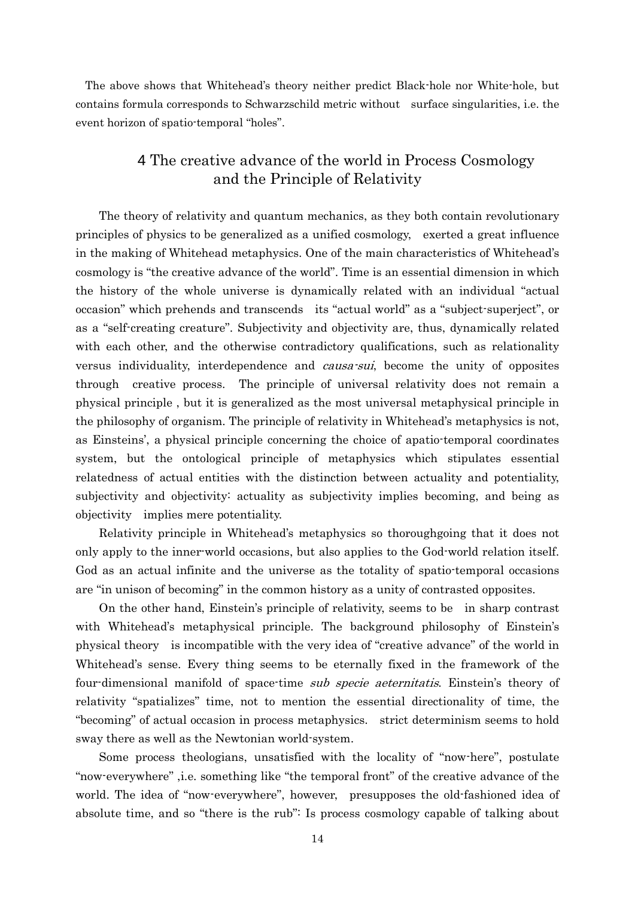The above shows that Whitehead's theory neither predict Black-hole nor White-hole, but contains formula corresponds to Schwarzschild metric without surface singularities, i.e. the event horizon of spatio-temporal "holes".

## 4 The creative advance of the world in Process Cosmology and the Principle of Relativity

The theory of relativity and quantum mechanics, as they both contain revolutionary principles of physics to be generalized as a unified cosmology, exerted a great influence in the making of Whitehead metaphysics. One of the main characteristics of Whitehead's cosmology is "the creative advance of the world". Time is an essential dimension in which the history of the whole universe is dynamically related with an individual "actual occasion" which prehends and transcends its "actual world" as a "subject-superject", or as a "self-creating creature". Subjectivity and objectivity are, thus, dynamically related with each other, and the otherwise contradictory qualifications, such as relationality versus individuality, interdependence and *causa-sui*, become the unity of opposites through creative process. The principle of universal relativity does not remain a physical principle , but it is generalized as the most universal metaphysical principle in the philosophy of organism. The principle of relativity in Whitehead's metaphysics is not, as Einsteins', a physical principle concerning the choice of apatio-temporal coordinates system, but the ontological principle of metaphysics which stipulates essential relatedness of actual entities with the distinction between actuality and potentiality, subjectivity and objectivity: actuality as subjectivity implies becoming, and being as objectivity implies mere potentiality.

Relativity principle in Whitehead's metaphysics so thoroughgoing that it does not only apply to the inner-world occasions, but also applies to the God-world relation itself. God as an actual infinite and the universe as the totality of spatio-temporal occasions are "in unison of becoming" in the common history as a unity of contrasted opposites.

On the other hand, Einstein's principle of relativity, seems to be in sharp contrast with Whitehead's metaphysical principle. The background philosophy of Einstein's physical theory is incompatible with the very idea of "creative advance" of the world in Whitehead's sense. Every thing seems to be eternally fixed in the framework of the four-dimensional manifold of space-time *sub specie aeternitatis*. Einstein's theory of relativity "spatializes" time, not to mention the essential directionality of time, the "becoming" of actual occasion in process metaphysics. strict determinism seems to hold sway there as well as the Newtonian world-system.

Some process theologians, unsatisfied with the locality of "now-here", postulate "now-everywhere" ,i.e. something like "the temporal front" of the creative advance of the world. The idea of "now-everywhere", however, presupposes the old-fashioned idea of absolute time, and so "there is the rub": Is process cosmology capable of talking about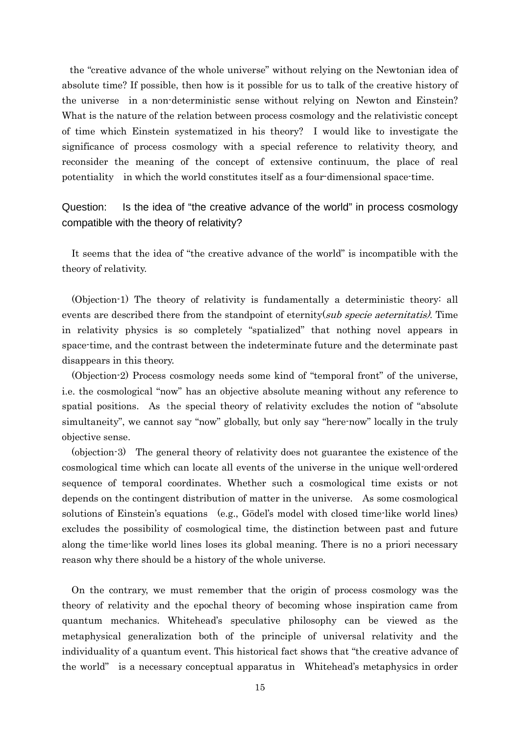the "creative advance of the whole universe" without relying on the Newtonian idea of absolute time? If possible, then how is it possible for us to talk of the creative history of the universe in a non-deterministic sense without relying on Newton and Einstein? What is the nature of the relation between process cosmology and the relativistic concept of time which Einstein systematized in his theory? I would like to investigate the significance of process cosmology with a special reference to relativity theory, and reconsider the meaning of the concept of extensive continuum, the place of real potentiality in which the world constitutes itself as a four-dimensional space-time.

Question: Is the idea of "the creative advance of the world" in process cosmology compatible with the theory of relativity?

It seems that the idea of "the creative advance of the world" is incompatible with the theory of relativity.

(Objection-1) The theory of relativity is fundamentally a deterministic theory: all events are described there from the standpoint of eternity(*sub specie aeternitatis)*. Time in relativity physics is so completely "spatialized" that nothing novel appears in space-time, and the contrast between the indeterminate future and the determinate past disappears in this theory.

(Objection-2) Process cosmology needs some kind of "temporal front" of the universe, i.e. the cosmological "now" has an objective absolute meaning without any reference to spatial positions. As the special theory of relativity excludes the notion of "absolute simultaneity", we cannot say "now" globally, but only say "here-now" locally in the truly objective sense.

(objection-3) The general theory of relativity does not guarantee the existence of the cosmological time which can locate all events of the universe in the unique well-ordered sequence of temporal coordinates. Whether such a cosmological time exists or not depends on the contingent distribution of matter in the universe. As some cosmological solutions of Einstein's equations (e.g., Gödel's model with closed time-like world lines) excludes the possibility of cosmological time, the distinction between past and future along the time-like world lines loses its global meaning. There is no a priori necessary reason why there should be a history of the whole universe.

On the contrary, we must remember that the origin of process cosmology was the theory of relativity and the epochal theory of becoming whose inspiration came from quantum mechanics. Whitehead's speculative philosophy can be viewed as the metaphysical generalization both of the principle of universal relativity and the individuality of a quantum event. This historical fact shows that "the creative advance of the world" is a necessary conceptual apparatus in Whitehead's metaphysics in order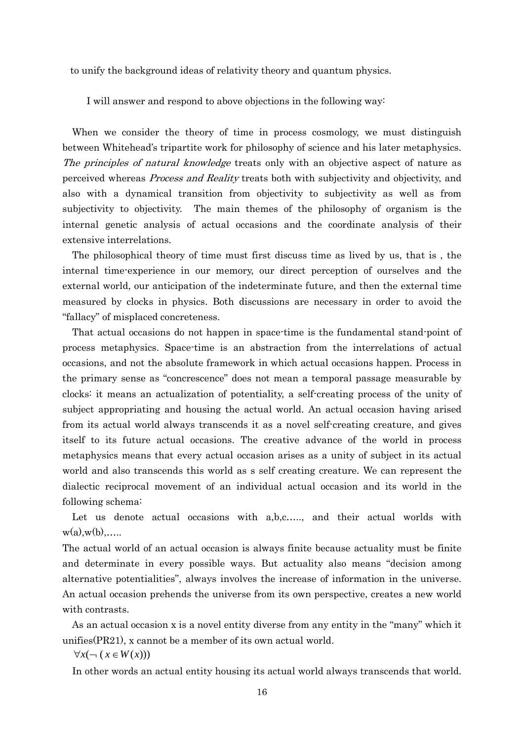to unify the background ideas of relativity theory and quantum physics.

I will answer and respond to above objections in the following way:

When we consider the theory of time in process cosmology, we must distinguish between Whitehead's tripartite work for philosophy of science and his later metaphysics. *The principles of natural knowledge* treats only with an objective aspect of nature as perceived whereas *Process and Reality* treats both with subjectivity and objectivity, and also with a dynamical transition from objectivity to subjectivity as well as from subjectivity to objectivity. The main themes of the philosophy of organism is the internal genetic analysis of actual occasions and the coordinate analysis of their extensive interrelations.

The philosophical theory of time must first discuss time as lived by us, that is , the internal time-experience in our memory, our direct perception of ourselves and the external world, our anticipation of the indeterminate future, and then the external time measured by clocks in physics. Both discussions are necessary in order to avoid the "fallacy" of misplaced concreteness.

That actual occasions do not happen in space-time is the fundamental stand-point of process metaphysics. Space-time is an abstraction from the interrelations of actual occasions, and not the absolute framework in which actual occasions happen. Process in the primary sense as "concrescence" does not mean a temporal passage measurable by clocks: it means an actualization of potentiality, a self-creating process of the unity of subject appropriating and housing the actual world. An actual occasion having arised from its actual world always transcends it as a novel self-creating creature, and gives itself to its future actual occasions. The creative advance of the world in process metaphysics means that every actual occasion arises as a unity of subject in its actual world and also transcends this world as s self creating creature. We can represent the dialectic reciprocal movement of an individual actual occasion and its world in the following schema:

Let us denote actual occasions with a,b,c….., and their actual worlds with w(a),w(b),…..

The actual world of an actual occasion is always finite because actuality must be finite and determinate in every possible ways. But actuality also means "decision among alternative potentialities", always involves the increase of information in the universe. An actual occasion prehends the universe from its own perspective, creates a new world with contrasts.

As an actual occasion x is a novel entity diverse from any entity in the "many" which it unifies(PR21), x cannot be a member of its own actual world.

$\forall x(\neg\,(x \in W(x)))$

In other words an actual entity housing its actual world always transcends that world.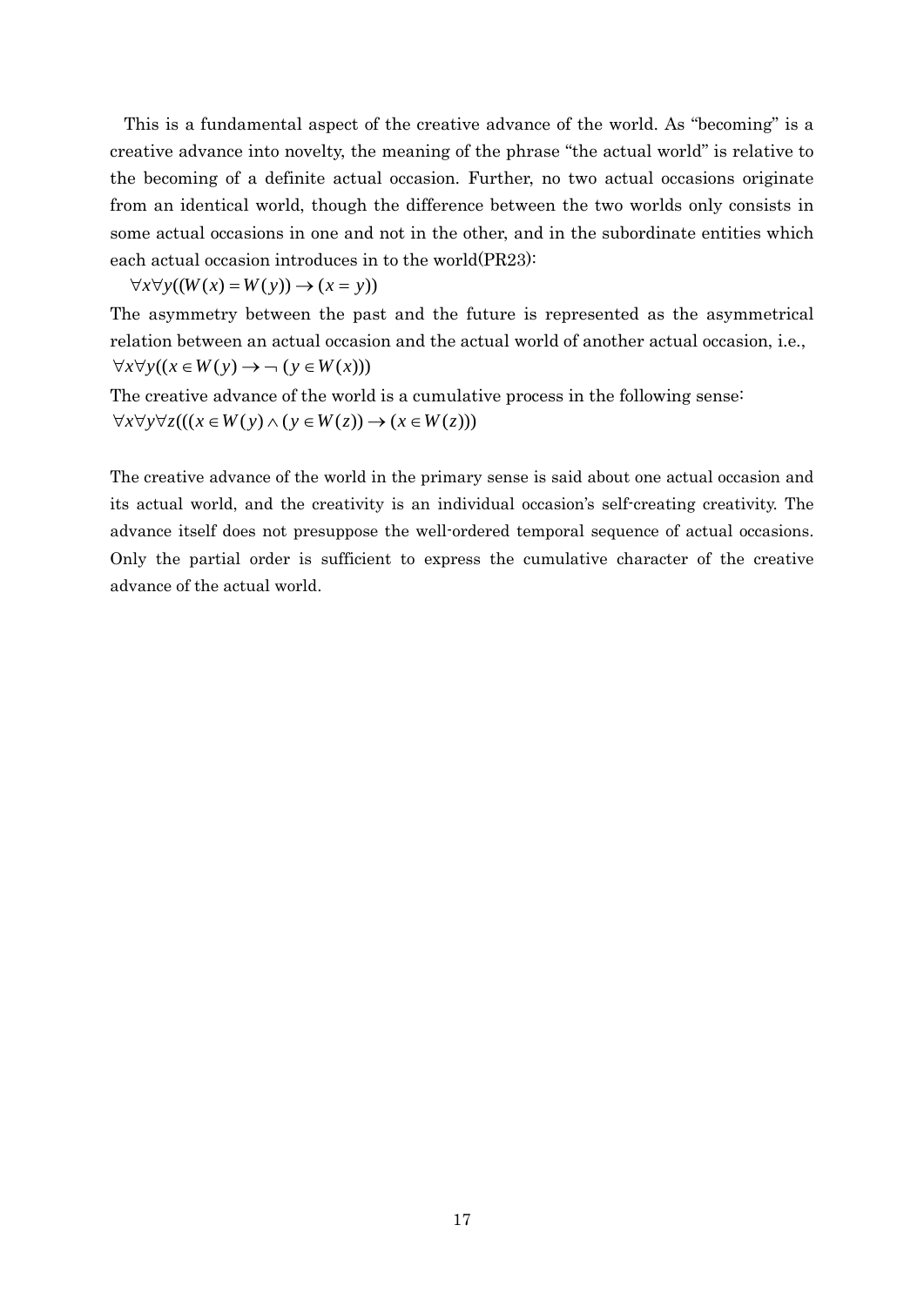This is a fundamental aspect of the creative advance of the world. As "becoming" is a creative advance into novelty, the meaning of the phrase "the actual world" is relative to the becoming of a definite actual occasion. Further, no two actual occasions originate from an identical world, though the difference between the two worlds only consists in some actual occasions in one and not in the other, and in the subordinate entities which each actual occasion introduces in to the world(PR23):

$$\forall x \forall y((W(x) = W(y)) \rightarrow (x = y))$$

The asymmetry between the past and the future is represented as the asymmetrical relation between an actual occasion and the actual world of another actual occasion, i.e.,

$$\forall x \forall y((x \in W(y) \rightarrow \neg (y \in W(x)))$$

The creative advance of the world is a cumulative process in the following sense:

$$\forall x \forall y \forall z(((x \in W(y) \wedge (y \in W(z)) \rightarrow (x \in W(z)))$$

The creative advance of the world in the primary sense is said about one actual occasion and its actual world, and the creativity is an individual occasion's self-creating creativity. The advance itself does not presuppose the well-ordered temporal sequence of actual occasions. Only the partial order is sufficient to express the cumulative character of the creative advance of the actual world.